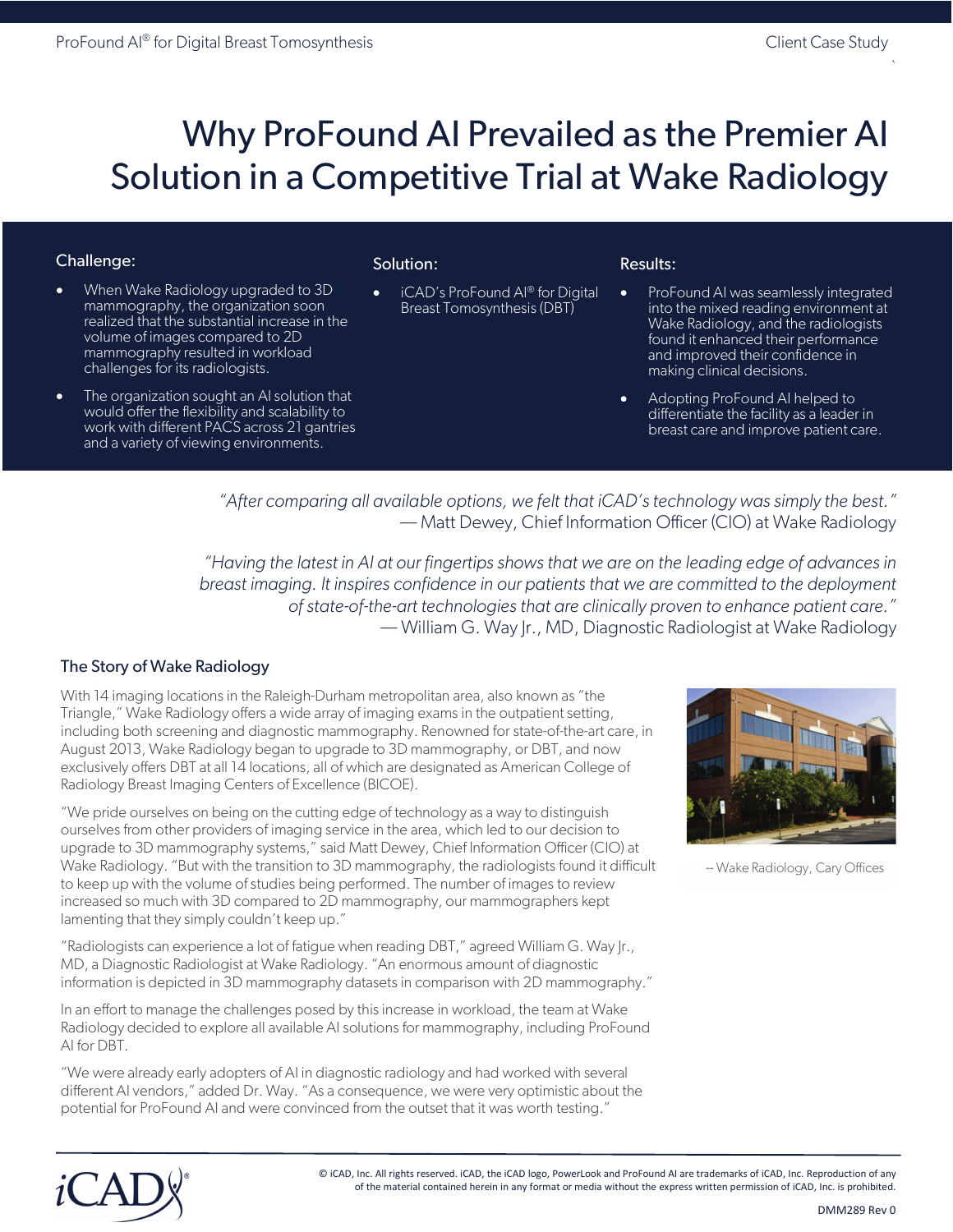# Why ProFound AI Prevailed as the Premier AI Solution in a Competitive Trial at Wake Radiology

### Challenge:

- When Wake Radiology upgraded to 3D mammography, the organization soon realized that the substantial increase in the volume of images compared to 2D mammography resulted in workload challenges for its radiologists.
- The organization sought an AI solution that would offer the flexibility and scalability to work with different PACS across 21 gantries and a variety of viewing environments.

### Solution:

- iCAD's ProFound AI® for Digital Breast Tomosynthesis (DBT)

### Results:

- ProFound AI was seamlessly integrated into the mixed reading environment at Wake Radiology, and the radiologists found it enhanced their performance and improved their confidence in making clinical decisions.
- Adopting ProFound AI helped to differentiate the facility as a leader in breast care and improve patient care.

*"After comparing all available options, we felt that iCAD's technology was simply the best."*
— Matt Dewey, Chief Information Officer (CIO) at Wake Radiology

*"Having the latest in AI at our fingertips shows that we are on the leading edge of advances in breast imaging. It inspires confidence in our patients that we are committed to the deployment of state-of-the-art technologies that are clinically proven to enhance patient care."*
— William G. Way Jr., MD, Diagnostic Radiologist at Wake Radiology

## The Story of Wake Radiology

With 14 imaging locations in the Raleigh-Durham metropolitan area, also known as "the Triangle," Wake Radiology offers a wide array of imaging exams in the outpatient setting, including both screening and diagnostic mammography. Renowned for state-of-the-art care, in August 2013, Wake Radiology began to upgrade to 3D mammography, or DBT, and now exclusively offers DBT at all 14 locations, all of which are designated as American College of Radiology Breast Imaging Centers of Excellence (BICOE).

-- Wake Radiology, Cary Offices

"We pride ourselves on being on the cutting edge of technology as a way to distinguish ourselves from other providers of imaging service in the area, which led to our decision to upgrade to 3D mammography systems," said Matt Dewey, Chief Information Officer (CIO) at Wake Radiology. "But with the transition to 3D mammography, the radiologists found it difficult to keep up with the volume of studies being performed. The number of images to review increased so much with 3D compared to 2D mammography, our mammographers kept lamenting that they simply couldn't keep up."

"Radiologists can experience a lot of fatigue when reading DBT," agreed William G. Way Jr., MD, a Diagnostic Radiologist at Wake Radiology. "An enormous amount of diagnostic information is depicted in 3D mammography datasets in comparison with 2D mammography."

In an effort to manage the challenges posed by this increase in workload, the team at Wake Radiology decided to explore all available AI solutions for mammography, including ProFound AI for DBT.

"We were already early adopters of AI in diagnostic radiology and had worked with several different AI vendors," added Dr. Way. "As a consequence, we were very optimistic about the potential for ProFound AI and were convinced from the outset that it was worth testing."

© iCAD, Inc. All rights reserved. iCAD, the iCAD logo, PowerLook and ProFound AI are trademarks of iCAD, Inc. Reproduction of any of the material contained herein in any format or media without the express written permission of iCAD, Inc. is prohibited.

DMM289 Rev 0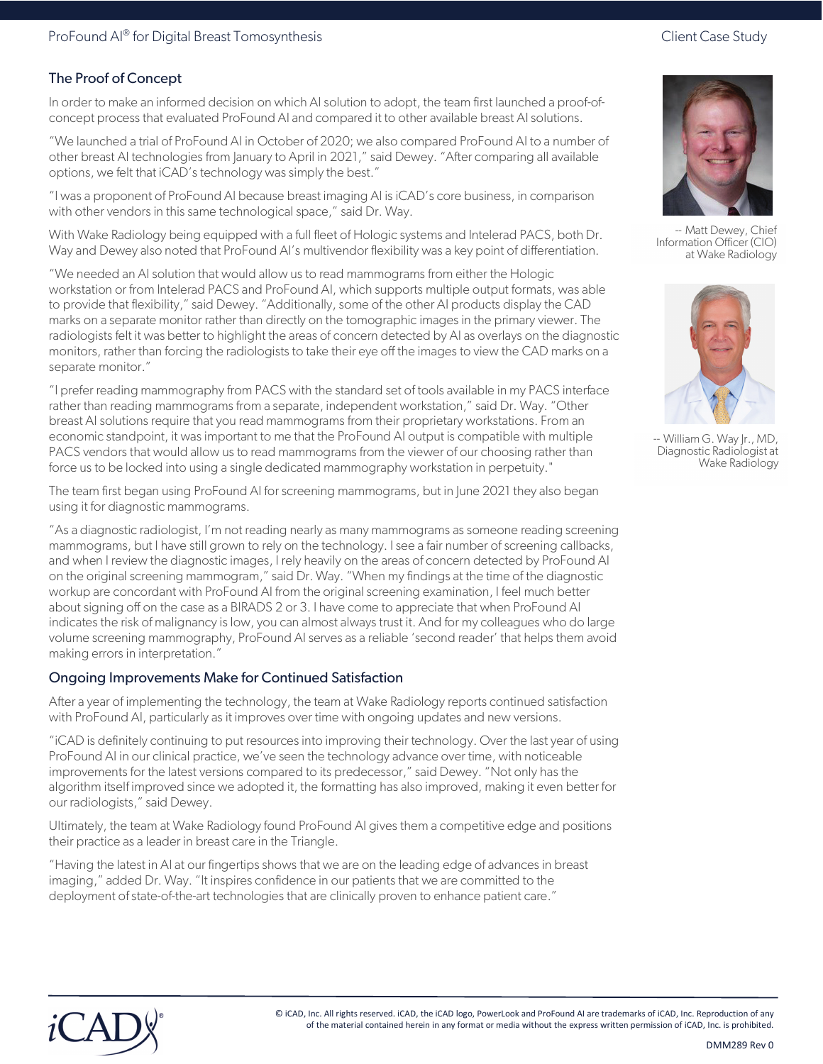## The Proof of Concept

In order to make an informed decision on which AI solution to adopt, the team first launched a proof-of-concept process that evaluated ProFound AI and compared it to other available breast AI solutions.

"We launched a trial of ProFound AI in October of 2020; we also compared ProFound AI to a number of other breast AI technologies from January to April in 2021," said Dewey. "After comparing all available options, we felt that iCAD's technology was simply the best."

"I was a proponent of ProFound AI because breast imaging AI is iCAD's core business, in comparison with other vendors in this same technological space," said Dr. Way.

With Wake Radiology being equipped with a full fleet of Hologic systems and Intelerad PACS, both Dr. Way and Dewey also noted that ProFound AI's multivendor flexibility was a key point of differentiation.

"We needed an AI solution that would allow us to read mammograms from either the Hologic workstation or from Intelerad PACS and ProFound AI, which supports multiple output formats, was able to provide that flexibility," said Dewey. "Additionally, some of the other AI products display the CAD marks on a separate monitor rather than directly on the tomographic images in the primary viewer. The radiologists felt it was better to highlight the areas of concern detected by AI as overlays on the diagnostic monitors, rather than forcing the radiologists to take their eye off the images to view the CAD marks on a separate monitor."

"I prefer reading mammography from PACS with the standard set of tools available in my PACS interface rather than reading mammograms from a separate, independent workstation," said Dr. Way. "Other breast AI solutions require that you read mammograms from their proprietary workstations. From an economic standpoint, it was important to me that the ProFound AI output is compatible with multiple PACS vendors that would allow us to read mammograms from the viewer of our choosing rather than force us to be locked into using a single dedicated mammography workstation in perpetuity."

The team first began using ProFound AI for screening mammograms, but in June 2021 they also began using it for diagnostic mammograms.

"As a diagnostic radiologist, I'm not reading nearly as many mammograms as someone reading screening mammograms, but I have still grown to rely on the technology. I see a fair number of screening callbacks, and when I review the diagnostic images, I rely heavily on the areas of concern detected by ProFound AI on the original screening mammogram," said Dr. Way. "When my findings at the time of the diagnostic workup are concordant with ProFound AI from the original screening examination, I feel much better about signing off on the case as a BIRADS 2 or 3. I have come to appreciate that when ProFound AI indicates the risk of malignancy is low, you can almost always trust it. And for my colleagues who do large volume screening mammography, ProFound AI serves as a reliable 'second reader' that helps them avoid making errors in interpretation."

## Ongoing Improvements Make for Continued Satisfaction

After a year of implementing the technology, the team at Wake Radiology reports continued satisfaction with ProFound AI, particularly as it improves over time with ongoing updates and new versions.

"iCAD is definitely continuing to put resources into improving their technology. Over the last year of using ProFound AI in our clinical practice, we've seen the technology advance over time, with noticeable improvements for the latest versions compared to its predecessor," said Dewey. "Not only has the algorithm itself improved since we adopted it, the formatting has also improved, making it even better for our radiologists," said Dewey.

Ultimately, the team at Wake Radiology found ProFound AI gives them a competitive edge and positions their practice as a leader in breast care in the Triangle.

"Having the latest in AI at our fingertips shows that we are on the leading edge of advances in breast imaging," added Dr. Way. "It inspires confidence in our patients that we are committed to the deployment of state-of-the-art technologies that are clinically proven to enhance patient care."

-- Matt Dewey, Chief Information Officer (CIO) at Wake Radiology

-- William G. Way Jr., MD, Diagnostic Radiologist at Wake Radiology

© iCAD, Inc. All rights reserved. iCAD, the iCAD logo, PowerLook and ProFound AI are trademarks of iCAD, Inc. Reproduction of any of the material contained herein in any format or media without the express written permission of iCAD, Inc. is prohibited.

DMM289 Rev 0